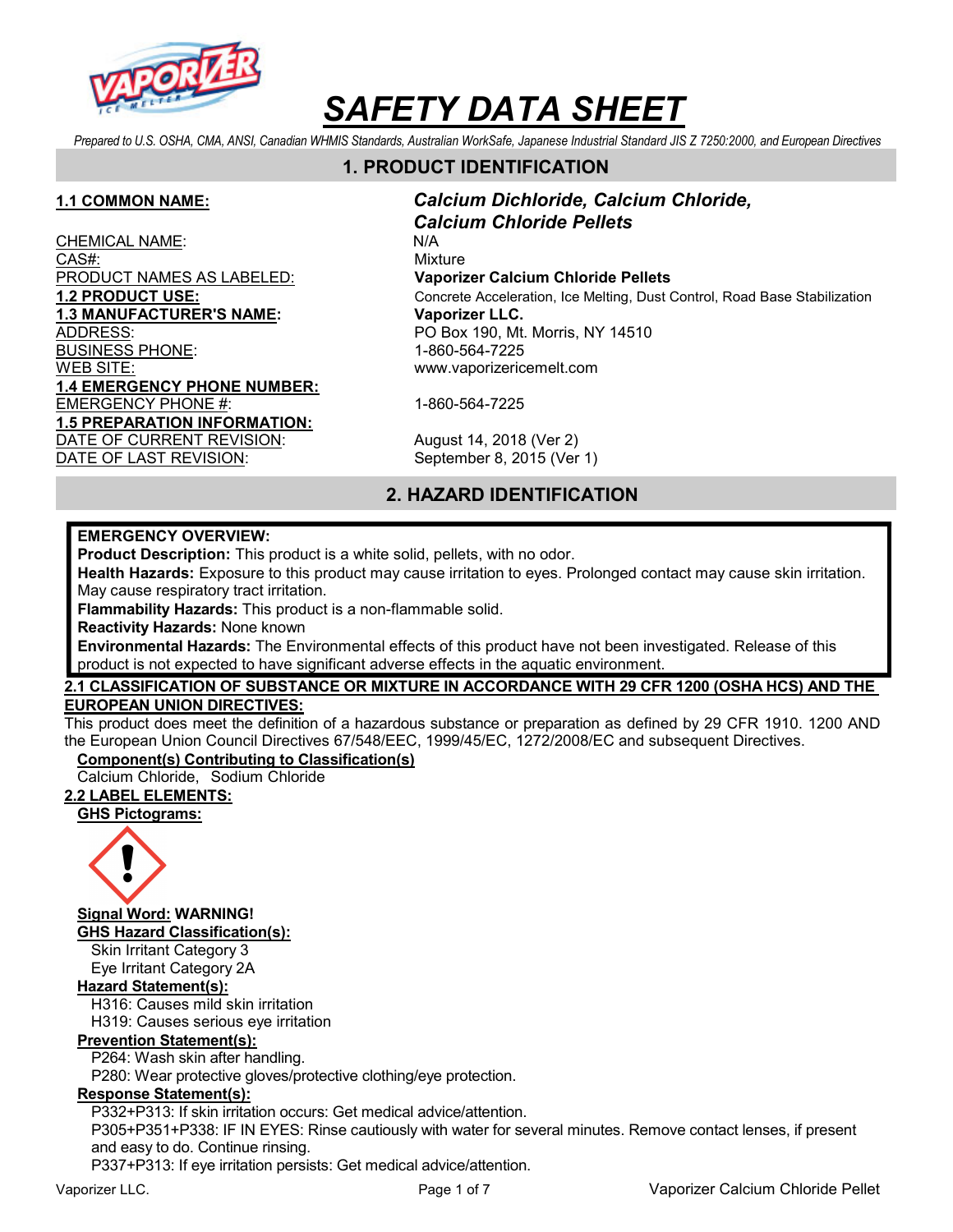# SAFETY DATA SHEET

*Prepared to U.S. OSHA, CMA, ANSI, Canadian WHMIS Standards, Australian WorkSafe, Japanese Industrial Standard JIS Z 7250:2000, and European Directives*

## 1. PRODUCT IDENTIFICATION

**1.1 COMMON NAME:** ***Calcium Dichloride, Calcium Chloride, Calcium Chloride Pellets***

CHEMICAL NAME: N/A

CAS#: Mixture

PRODUCT NAMES AS LABELED: **Vaporizer Calcium Chloride Pellets**

**1.2 PRODUCT USE:** Concrete Acceleration, Ice Melting, Dust Control, Road Base Stabilization

**1.3 MANUFACTURER'S NAME:** **Vaporizer LLC.**

ADDRESS: PO Box 190, Mt. Morris, NY 14510

BUSINESS PHONE: 1-860-564-7225

WEB SITE: www.vaporizericemelt.com

**1.4 EMERGENCY PHONE NUMBER:**

EMERGENCY PHONE #: 1-860-564-7225

**1.5 PREPARATION INFORMATION:**

DATE OF CURRENT REVISION: August 14, 2018 (Ver 2)

DATE OF LAST REVISION: September 8, 2015 (Ver 1)

## 2. HAZARD IDENTIFICATION

**EMERGENCY OVERVIEW:**

**Product Description:** This product is a white solid, pellets, with no odor.

**Health Hazards:** Exposure to this product may cause irritation to eyes. Prolonged contact may cause skin irritation. May cause respiratory tract irritation.

**Flammability Hazards:** This product is a non-flammable solid.

**Reactivity Hazards:** None known

**Environmental Hazards:** The Environmental effects of this product have not been investigated. Release of this product is not expected to have significant adverse effects in the aquatic environment.

**2.1 CLASSIFICATION OF SUBSTANCE OR MIXTURE IN ACCORDANCE WITH 29 CFR 1200 (OSHA HCS) AND THE EUROPEAN UNION DIRECTIVES:**

This product does meet the definition of a hazardous substance or preparation as defined by 29 CFR 1910. 1200 AND the European Union Council Directives 67/548/EEC, 1999/45/EC, 1272/2008/EC and subsequent Directives.

**Component(s) Contributing to Classification(s)**

Calcium Chloride, Sodium Chloride

**2.2 LABEL ELEMENTS:**

**GHS Pictograms:**

**Signal Word:** **WARNING!**

**GHS Hazard Classification(s):**

Skin Irritant Category 3

Eye Irritant Category 2A

**Hazard Statement(s):**

H316: Causes mild skin irritation

H319: Causes serious eye irritation

**Prevention Statement(s):**

P264: Wash skin after handling.

P280: Wear protective gloves/protective clothing/eye protection.

**Response Statement(s):**

P332+P313: If skin irritation occurs: Get medical advice/attention.

P305+P351+P338: IF IN EYES: Rinse cautiously with water for several minutes. Remove contact lenses, if present and easy to do. Continue rinsing.

P337+P313: If eye irritation persists: Get medical advice/attention.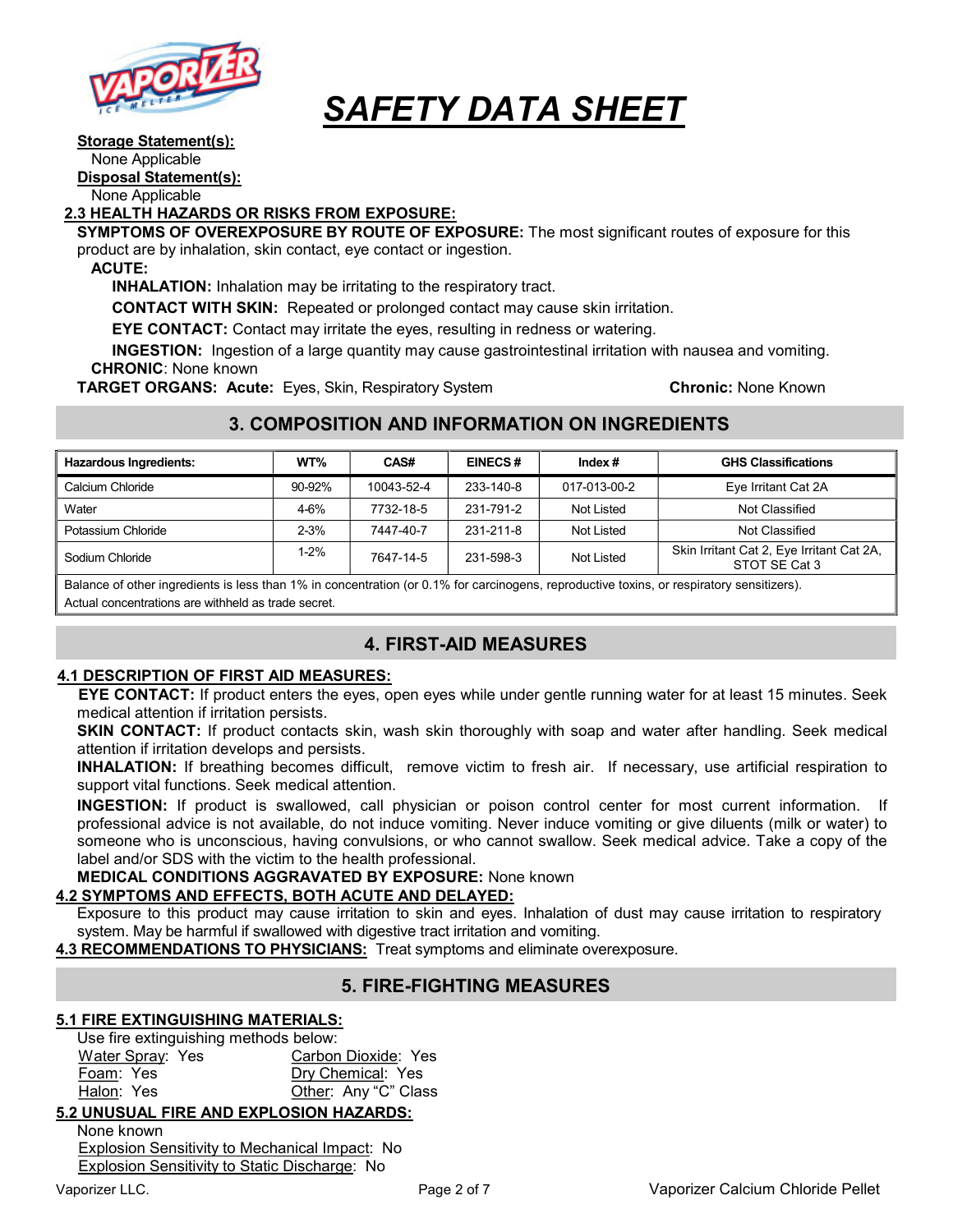**Storage Statement(s):**
None Applicable
**Disposal Statement(s):**
None Applicable

### 2.3 HEALTH HAZARDS OR RISKS FROM EXPOSURE:

**SYMPTOMS OF OVEREXPOSURE BY ROUTE OF EXPOSURE:** The most significant routes of exposure for this product are by inhalation, skin contact, eye contact or ingestion.

**ACUTE:**

**INHALATION:** Inhalation may be irritating to the respiratory tract.

**CONTACT WITH SKIN:** Repeated or prolonged contact may cause skin irritation.

**EYE CONTACT:** Contact may irritate the eyes, resulting in redness or watering.

**INGESTION:** Ingestion of a large quantity may cause gastrointestinal irritation with nausea and vomiting.

**CHRONIC**: None known

**TARGET ORGANS: Acute:** Eyes, Skin, Respiratory System **Chronic:** None Known

## 3. COMPOSITION AND INFORMATION ON INGREDIENTS

| Hazardous Ingredients: | WT% | CAS# | EINECS # | Index # | GHS Classifications |
|---|---|---|---|---|---|
| Calcium Chloride | 90-92% | 10043-52-4 | 233-140-8 | 017-013-00-2 | Eye Irritant Cat 2A |
| Water | 4-6% | 7732-18-5 | 231-791-2 | Not Listed | Not Classified |
| Potassium Chloride | 2-3% | 7447-40-7 | 231-211-8 | Not Listed | Not Classified |
| Sodium Chloride | 1-2% | 7647-14-5 | 231-598-3 | Not Listed | Skin Irritant Cat 2, Eye Irritant Cat 2A, STOT SE Cat 3 |

Balance of other ingredients is less than 1% in concentration (or 0.1% for carcinogens, reproductive toxins, or respiratory sensitizers).
Actual concentrations are withheld as trade secret.

## 4. FIRST-AID MEASURES

### 4.1 DESCRIPTION OF FIRST AID MEASURES:

**EYE CONTACT:** If product enters the eyes, open eyes while under gentle running water for at least 15 minutes. Seek medical attention if irritation persists.

**SKIN CONTACT:** If product contacts skin, wash skin thoroughly with soap and water after handling. Seek medical attention if irritation develops and persists.

**INHALATION:** If breathing becomes difficult, remove victim to fresh air. If necessary, use artificial respiration to support vital functions. Seek medical attention.

**INGESTION:** If product is swallowed, call physician or poison control center for most current information. If professional advice is not available, do not induce vomiting. Never induce vomiting or give diluents (milk or water) to someone who is unconscious, having convulsions, or who cannot swallow. Seek medical advice. Take a copy of the label and/or SDS with the victim to the health professional.

**MEDICAL CONDITIONS AGGRAVATED BY EXPOSURE:** None known

### 4.2 SYMPTOMS AND EFFECTS, BOTH ACUTE AND DELAYED:

Exposure to this product may cause irritation to skin and eyes. Inhalation of dust may cause irritation to respiratory system. May be harmful if swallowed with digestive tract irritation and vomiting.

### 4.3 RECOMMENDATIONS TO PHYSICIANS:
Treat symptoms and eliminate overexposure.

## 5. FIRE-FIGHTING MEASURES

### 5.1 FIRE EXTINGUISHING MATERIALS:

Use fire extinguishing methods below:

Water Spray: Yes
Carbon Dioxide: Yes
Foam: Yes
Dry Chemical: Yes
Halon: Yes
Other: Any "C" Class

### 5.2 UNUSUAL FIRE AND EXPLOSION HAZARDS:

None known
Explosion Sensitivity to Mechanical Impact: No
Explosion Sensitivity to Static Discharge: No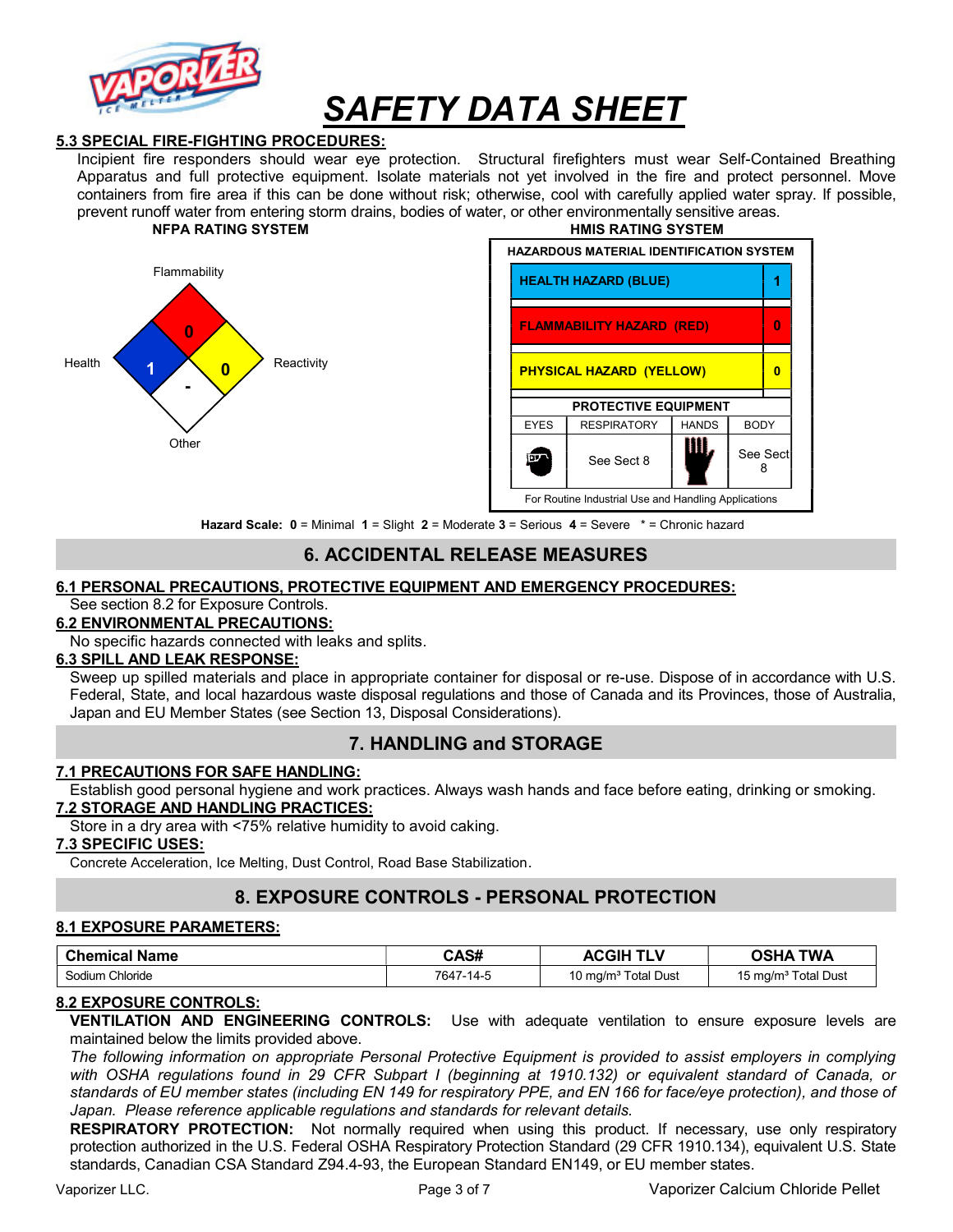### 5.3 SPECIAL FIRE-FIGHTING PROCEDURES:

Incipient fire responders should wear eye protection. Structural firefighters must wear Self-Contained Breathing Apparatus and full protective equipment. Isolate materials not yet involved in the fire and protect personnel. Move containers from fire area if this can be done without risk; otherwise, cool with carefully applied water spray. If possible, prevent runoff water from entering storm drains, bodies of water, or other environmentally sensitive areas.

**NFPA RATING SYSTEM**

| Category | Rating |
|---|---|
| Flammability | 0 |
| Health | 1 |
| Reactivity | 0 |
| Other | - |

**HMIS RATING SYSTEM**

**HAZARDOUS MATERIAL IDENTIFICATION SYSTEM**

| Hazard | Rating |
|---|---|
| HEALTH HAZARD (BLUE) | 1 |
| FLAMMABILITY HAZARD (RED) | 0 |
| PHYSICAL HAZARD (YELLOW) | 0 |

**PROTECTIVE EQUIPMENT**

| EYES | RESPIRATORY | HANDS | BODY |
|---|---|---|---|
| | See Sect 8 | | See Sect 8 |

For Routine Industrial Use and Handling Applications

**Hazard Scale: 0** = Minimal **1** = Slight **2** = Moderate **3** = Serious **4** = Severe * = Chronic hazard

## 6. ACCIDENTAL RELEASE MEASURES

### 6.1 PERSONAL PRECAUTIONS, PROTECTIVE EQUIPMENT AND EMERGENCY PROCEDURES:

See section 8.2 for Exposure Controls.

### 6.2 ENVIRONMENTAL PRECAUTIONS:

No specific hazards connected with leaks and splits.

### 6.3 SPILL AND LEAK RESPONSE:

Sweep up spilled materials and place in appropriate container for disposal or re-use. Dispose of in accordance with U.S. Federal, State, and local hazardous waste disposal regulations and those of Canada and its Provinces, those of Australia, Japan and EU Member States (see Section 13, Disposal Considerations).

## 7. HANDLING and STORAGE

### 7.1 PRECAUTIONS FOR SAFE HANDLING:

Establish good personal hygiene and work practices. Always wash hands and face before eating, drinking or smoking.

### 7.2 STORAGE AND HANDLING PRACTICES:

Store in a dry area with <75% relative humidity to avoid caking.

### 7.3 SPECIFIC USES:

Concrete Acceleration, Ice Melting, Dust Control, Road Base Stabilization.

## 8. EXPOSURE CONTROLS - PERSONAL PROTECTION

### 8.1 EXPOSURE PARAMETERS:

| Chemical Name | CAS# | ACGIH TLV | OSHA TWA |
|---|---|---|---|
| Sodium Chloride | 7647-14-5 | 10 mg/m³ Total Dust | 15 mg/m³ Total Dust |

### 8.2 EXPOSURE CONTROLS:

**VENTILATION AND ENGINEERING CONTROLS:** Use with adequate ventilation to ensure exposure levels are maintained below the limits provided above.

*The following information on appropriate Personal Protective Equipment is provided to assist employers in complying with OSHA regulations found in 29 CFR Subpart I (beginning at 1910.132) or equivalent standard of Canada, or standards of EU member states (including EN 149 for respiratory PPE, and EN 166 for face/eye protection), and those of Japan. Please reference applicable regulations and standards for relevant details.*

**RESPIRATORY PROTECTION:** Not normally required when using this product. If necessary, use only respiratory protection authorized in the U.S. Federal OSHA Respiratory Protection Standard (29 CFR 1910.134), equivalent U.S. State standards, Canadian CSA Standard Z94.4-93, the European Standard EN149, or EU member states.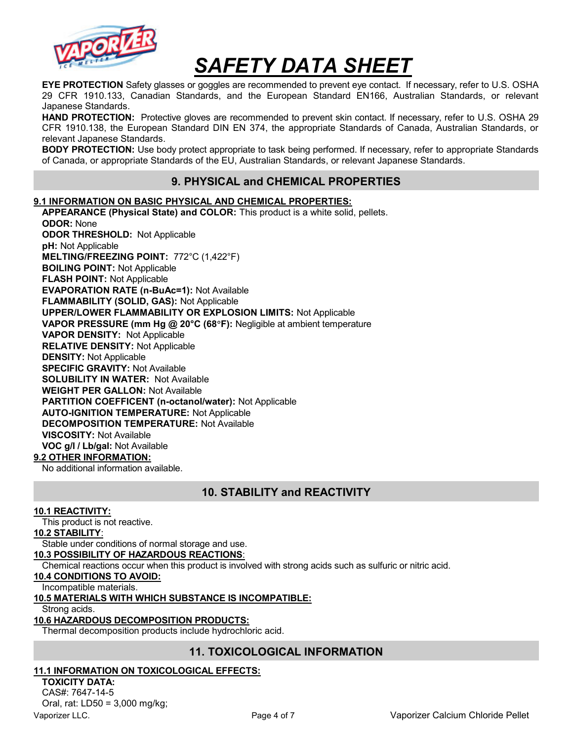**EYE PROTECTION** Safety glasses or goggles are recommended to prevent eye contact. If necessary, refer to U.S. OSHA 29 CFR 1910.133, Canadian Standards, and the European Standard EN166, Australian Standards, or relevant Japanese Standards.

**HAND PROTECTION:** Protective gloves are recommended to prevent skin contact. If necessary, refer to U.S. OSHA 29 CFR 1910.138, the European Standard DIN EN 374, the appropriate Standards of Canada, Australian Standards, or relevant Japanese Standards.

**BODY PROTECTION:** Use body protect appropriate to task being performed. If necessary, refer to appropriate Standards of Canada, or appropriate Standards of the EU, Australian Standards, or relevant Japanese Standards.

## 9. PHYSICAL and CHEMICAL PROPERTIES

**9.1 INFORMATION ON BASIC PHYSICAL AND CHEMICAL PROPERTIES:**

**APPEARANCE (Physical State) and COLOR:** This product is a white solid, pellets.
**ODOR:** None
**ODOR THRESHOLD:** Not Applicable
**pH:** Not Applicable
**MELTING/FREEZING POINT:** 772°C (1,422°F)
**BOILING POINT:** Not Applicable
**FLASH POINT:** Not Applicable
**EVAPORATION RATE (n-BuAc=1):** Not Available
**FLAMMABILITY (SOLID, GAS):** Not Applicable
**UPPER/LOWER FLAMMABILITY OR EXPLOSION LIMITS:** Not Applicable
**VAPOR PRESSURE (mm Hg @ 20°C (68°F):** Negligible at ambient temperature
**VAPOR DENSITY:** Not Applicable
**RELATIVE DENSITY:** Not Applicable
**DENSITY:** Not Applicable
**SPECIFIC GRAVITY:** Not Available
**SOLUBILITY IN WATER:** Not Available
**WEIGHT PER GALLON:** Not Available
**PARTITION COEFFICENT (n-octanol/water):** Not Applicable
**AUTO-IGNITION TEMPERATURE:** Not Applicable
**DECOMPOSITION TEMPERATURE:** Not Available
**VISCOSITY:** Not Available
**VOC g/l / Lb/gal:** Not Available

**9.2 OTHER INFORMATION:**

No additional information available.

## 10. STABILITY and REACTIVITY

**10.1 REACTIVITY:**

This product is not reactive.

**10.2 STABILITY:**

Stable under conditions of normal storage and use.

**10.3 POSSIBILITY OF HAZARDOUS REACTIONS:**

Chemical reactions occur when this product is involved with strong acids such as sulfuric or nitric acid.

**10.4 CONDITIONS TO AVOID:**

Incompatible materials.

**10.5 MATERIALS WITH WHICH SUBSTANCE IS INCOMPATIBLE:**

Strong acids.

**10.6 HAZARDOUS DECOMPOSITION PRODUCTS:**

Thermal decomposition products include hydrochloric acid.

## 11. TOXICOLOGICAL INFORMATION

**11.1 INFORMATION ON TOXICOLOGICAL EFFECTS:**

**TOXICITY DATA:**
CAS#: 7647-14-5
Oral, rat: LD50 = 3,000 mg/kg;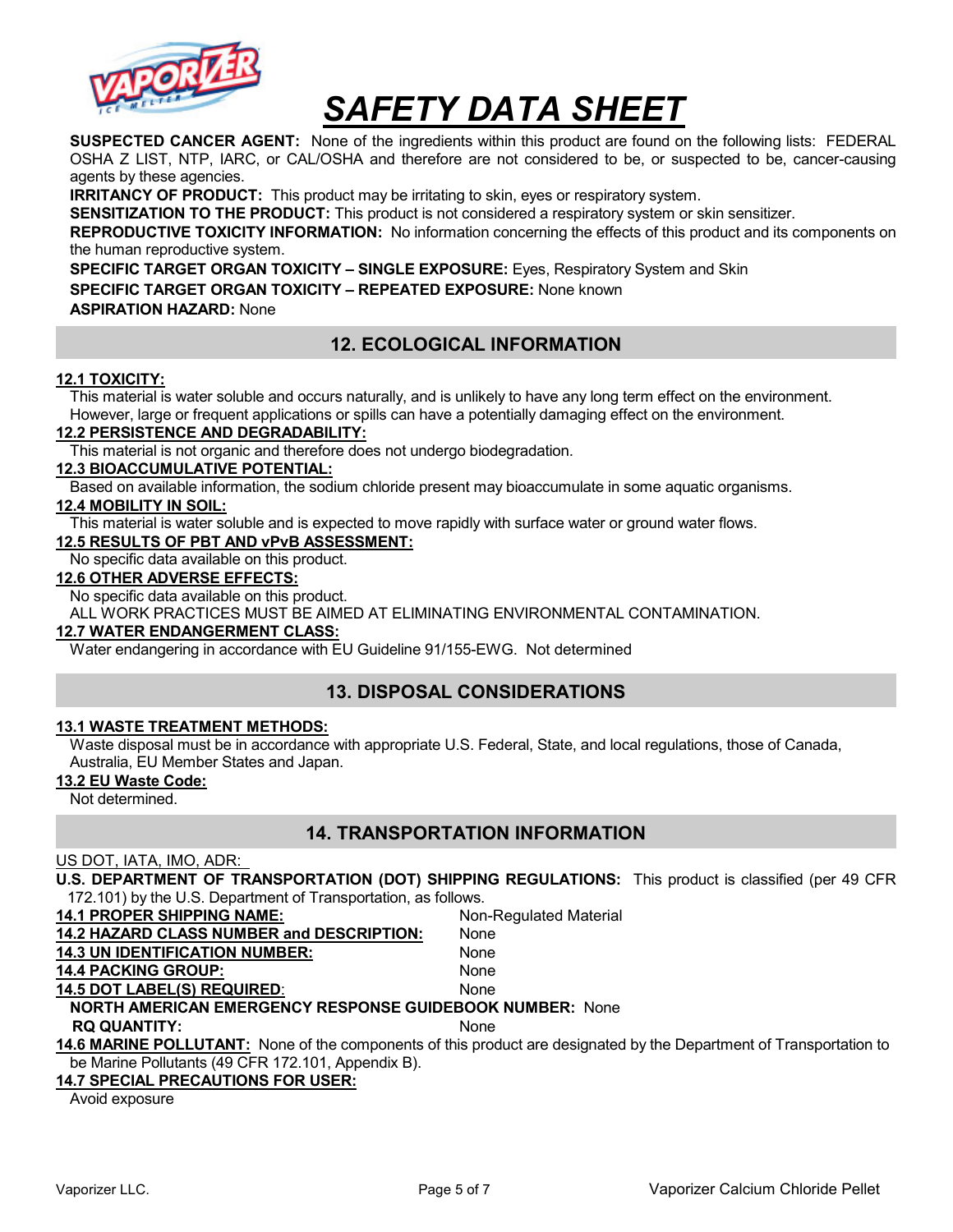# SAFETY DATA SHEET

**SUSPECTED CANCER AGENT:** None of the ingredients within this product are found on the following lists: FEDERAL OSHA Z LIST, NTP, IARC, or CAL/OSHA and therefore are not considered to be, or suspected to be, cancer-causing agents by these agencies.

**IRRITANCY OF PRODUCT:** This product may be irritating to skin, eyes or respiratory system.

**SENSITIZATION TO THE PRODUCT:** This product is not considered a respiratory system or skin sensitizer.

**REPRODUCTIVE TOXICITY INFORMATION:** No information concerning the effects of this product and its components on the human reproductive system.

**SPECIFIC TARGET ORGAN TOXICITY – SINGLE EXPOSURE:** Eyes, Respiratory System and Skin

**SPECIFIC TARGET ORGAN TOXICITY – REPEATED EXPOSURE:** None known

**ASPIRATION HAZARD:** None

## 12. ECOLOGICAL INFORMATION

**12.1 TOXICITY:**

This material is water soluble and occurs naturally, and is unlikely to have any long term effect on the environment. However, large or frequent applications or spills can have a potentially damaging effect on the environment.

**12.2 PERSISTENCE AND DEGRADABILITY:**

This material is not organic and therefore does not undergo biodegradation.

**12.3 BIOACCUMULATIVE POTENTIAL:**

Based on available information, the sodium chloride present may bioaccumulate in some aquatic organisms.

**12.4 MOBILITY IN SOIL:**

This material is water soluble and is expected to move rapidly with surface water or ground water flows.

**12.5 RESULTS OF PBT AND vPvB ASSESSMENT:**

No specific data available on this product.

**12.6 OTHER ADVERSE EFFECTS:**

No specific data available on this product.

ALL WORK PRACTICES MUST BE AIMED AT ELIMINATING ENVIRONMENTAL CONTAMINATION.

**12.7 WATER ENDANGERMENT CLASS:**

Water endangering in accordance with EU Guideline 91/155-EWG. Not determined

## 13. DISPOSAL CONSIDERATIONS

**13.1 WASTE TREATMENT METHODS:**

Waste disposal must be in accordance with appropriate U.S. Federal, State, and local regulations, those of Canada, Australia, EU Member States and Japan.

**13.2 EU Waste Code:**

Not determined.

## 14. TRANSPORTATION INFORMATION

US DOT, IATA, IMO, ADR:

**U.S. DEPARTMENT OF TRANSPORTATION (DOT) SHIPPING REGULATIONS:** This product is classified (per 49 CFR 172.101) by the U.S. Department of Transportation, as follows.

**14.1 PROPER SHIPPING NAME:** Non-Regulated Material

**14.2 HAZARD CLASS NUMBER and DESCRIPTION:** None

**14.3 UN IDENTIFICATION NUMBER:** None

**14.4 PACKING GROUP:** None

**14.5 DOT LABEL(S) REQUIRED:** None

**NORTH AMERICAN EMERGENCY RESPONSE GUIDEBOOK NUMBER:** None

**RQ QUANTITY:** None

**14.6 MARINE POLLUTANT:** None of the components of this product are designated by the Department of Transportation to be Marine Pollutants (49 CFR 172.101, Appendix B).

**14.7 SPECIAL PRECAUTIONS FOR USER:**

Avoid exposure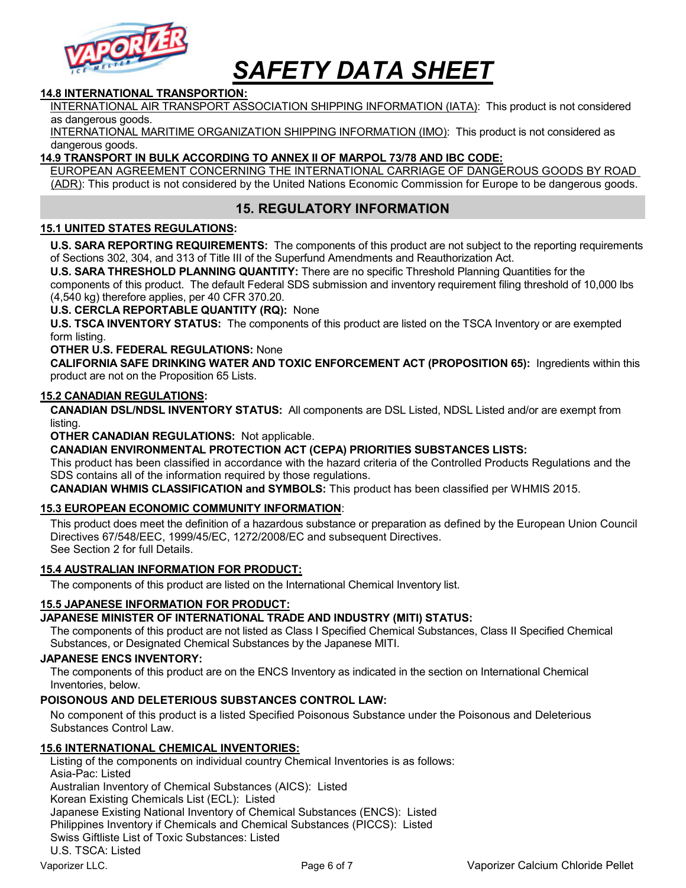**14.8 INTERNATIONAL TRANSPORTION:**

INTERNATIONAL AIR TRANSPORT ASSOCIATION SHIPPING INFORMATION (IATA): This product is not considered as dangerous goods.

INTERNATIONAL MARITIME ORGANIZATION SHIPPING INFORMATION (IMO): This product is not considered as dangerous goods.

**14.9 TRANSPORT IN BULK ACCORDING TO ANNEX II OF MARPOL 73/78 AND IBC CODE:**

EUROPEAN AGREEMENT CONCERNING THE INTERNATIONAL CARRIAGE OF DANGEROUS GOODS BY ROAD (ADR): This product is not considered by the United Nations Economic Commission for Europe to be dangerous goods.

## 15. REGULATORY INFORMATION

**15.1 UNITED STATES REGULATIONS:**

**U.S. SARA REPORTING REQUIREMENTS:** The components of this product are not subject to the reporting requirements of Sections 302, 304, and 313 of Title III of the Superfund Amendments and Reauthorization Act.

**U.S. SARA THRESHOLD PLANNING QUANTITY:** There are no specific Threshold Planning Quantities for the components of this product. The default Federal SDS submission and inventory requirement filing threshold of 10,000 lbs (4,540 kg) therefore applies, per 40 CFR 370.20.

**U.S. CERCLA REPORTABLE QUANTITY (RQ):** None

**U.S. TSCA INVENTORY STATUS:** The components of this product are listed on the TSCA Inventory or are exempted form listing.

**OTHER U.S. FEDERAL REGULATIONS:** None

**CALIFORNIA SAFE DRINKING WATER AND TOXIC ENFORCEMENT ACT (PROPOSITION 65):** Ingredients within this product are not on the Proposition 65 Lists.

**15.2 CANADIAN REGULATIONS:**

**CANADIAN DSL/NDSL INVENTORY STATUS:** All components are DSL Listed, NDSL Listed and/or are exempt from listing.

**OTHER CANADIAN REGULATIONS:** Not applicable.

**CANADIAN ENVIRONMENTAL PROTECTION ACT (CEPA) PRIORITIES SUBSTANCES LISTS:**

This product has been classified in accordance with the hazard criteria of the Controlled Products Regulations and the SDS contains all of the information required by those regulations.

**CANADIAN WHMIS CLASSIFICATION and SYMBOLS:** This product has been classified per WHMIS 2015.

**15.3 EUROPEAN ECONOMIC COMMUNITY INFORMATION:**

This product does meet the definition of a hazardous substance or preparation as defined by the European Union Council Directives 67/548/EEC, 1999/45/EC, 1272/2008/EC and subsequent Directives.
See Section 2 for full Details.

**15.4 AUSTRALIAN INFORMATION FOR PRODUCT:**

The components of this product are listed on the International Chemical Inventory list.

**15.5 JAPANESE INFORMATION FOR PRODUCT:**

**JAPANESE MINISTER OF INTERNATIONAL TRADE AND INDUSTRY (MITI) STATUS:**

The components of this product are not listed as Class I Specified Chemical Substances, Class II Specified Chemical Substances, or Designated Chemical Substances by the Japanese MITI.

**JAPANESE ENCS INVENTORY:**

The components of this product are on the ENCS Inventory as indicated in the section on International Chemical Inventories, below.

**POISONOUS AND DELETERIOUS SUBSTANCES CONTROL LAW:**

No component of this product is a listed Specified Poisonous Substance under the Poisonous and Deleterious Substances Control Law.

**15.6 INTERNATIONAL CHEMICAL INVENTORIES:**

Listing of the components on individual country Chemical Inventories is as follows:
Asia-Pac: Listed
Australian Inventory of Chemical Substances (AICS): Listed
Korean Existing Chemicals List (ECL): Listed
Japanese Existing National Inventory of Chemical Substances (ENCS): Listed
Philippines Inventory if Chemicals and Chemical Substances (PICCS): Listed
Swiss Giftliste List of Toxic Substances: Listed
U.S. TSCA: Listed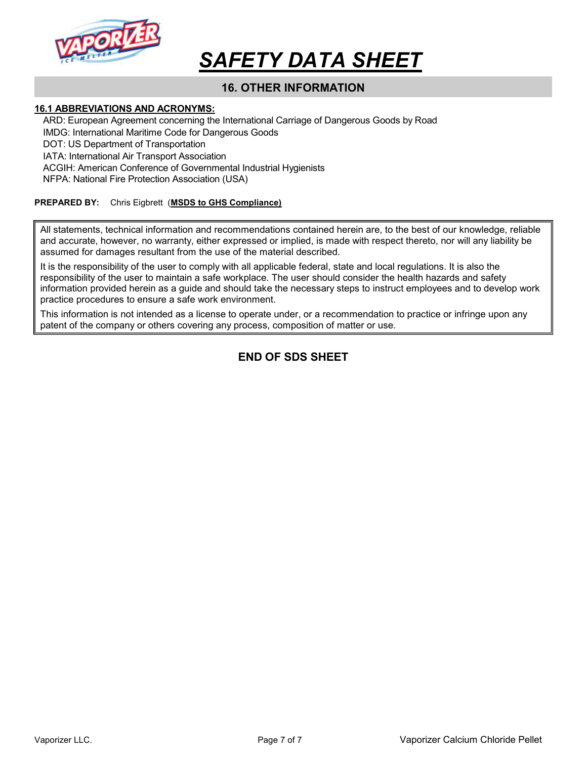# SAFETY DATA SHEET

## 16. OTHER INFORMATION

**16.1 ABBREVIATIONS AND ACRONYMS:**

ARD: European Agreement concerning the International Carriage of Dangerous Goods by Road
IMDG: International Maritime Code for Dangerous Goods
DOT: US Department of Transportation
IATA: International Air Transport Association
ACGIH: American Conference of Governmental Industrial Hygienists
NFPA: National Fire Protection Association (USA)

**PREPARED BY:** Chris Eigbrett (**MSDS to GHS Compliance)**

All statements, technical information and recommendations contained herein are, to the best of our knowledge, reliable and accurate, however, no warranty, either expressed or implied, is made with respect thereto, nor will any liability be assumed for damages resultant from the use of the material described.

It is the responsibility of the user to comply with all applicable federal, state and local regulations. It is also the responsibility of the user to maintain a safe workplace. The user should consider the health hazards and safety information provided herein as a guide and should take the necessary steps to instruct employees and to develop work practice procedures to ensure a safe work environment.

This information is not intended as a license to operate under, or a recommendation to practice or infringe upon any patent of the company or others covering any process, composition of matter or use.

**END OF SDS SHEET**